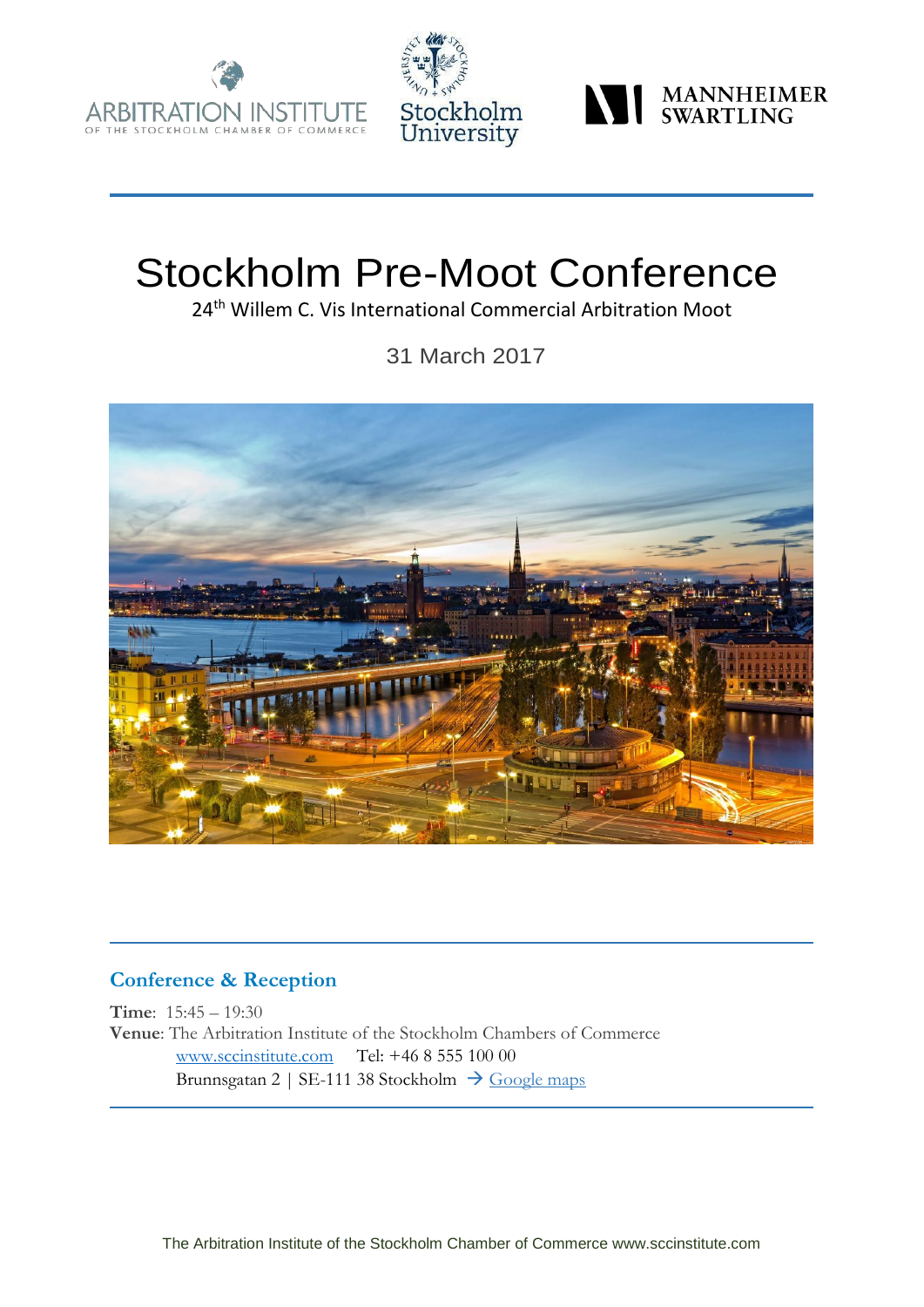# Stockholm Pre-Moot Conference

24th Willem C. Vis International Commercial Arbitration Moot

31 March 2017

## Conference & Reception

**Time**: 15:45 – 19:30
**Venue**: The Arbitration Institute of the Stockholm Chambers of Commerce
www.sccinstitute.com Tel: +46 8 555 100 00
Brunnsgatan 2 | SE-111 38 Stockholm → Google maps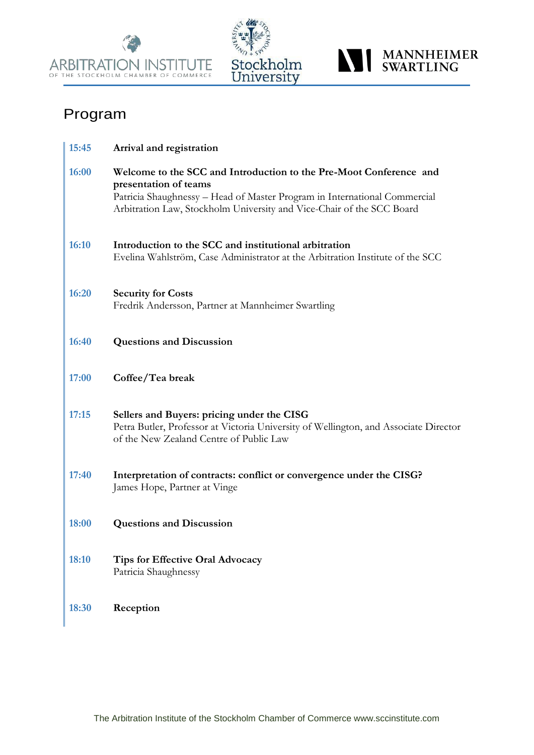ARBITRATION INSTITUTE OF THE STOCKHOLM CHAMBER OF COMMERCE

Stockholm University

MANNHEIMER SWARTLING

# Program

**15:45** **Arrival and registration**

**16:00** **Welcome to the SCC and Introduction to the Pre-Moot Conference and presentation of teams**
Patricia Shaughnessy – Head of Master Program in International Commercial Arbitration Law, Stockholm University and Vice-Chair of the SCC Board

**16:10** **Introduction to the SCC and institutional arbitration**
Evelina Wahlström, Case Administrator at the Arbitration Institute of the SCC

**16:20** **Security for Costs**
Fredrik Andersson, Partner at Mannheimer Swartling

**16:40** **Questions and Discussion**

**17:00** **Coffee/Tea break**

**17:15** **Sellers and Buyers: pricing under the CISG**
Petra Butler, Professor at Victoria University of Wellington, and Associate Director of the New Zealand Centre of Public Law

**17:40** **Interpretation of contracts: conflict or convergence under the CISG?**
James Hope, Partner at Vinge

**18:00** **Questions and Discussion**

**18:10** **Tips for Effective Oral Advocacy**
Patricia Shaughnessy

**18:30** **Reception**

The Arbitration Institute of the Stockholm Chamber of Commerce www.sccinstitute.com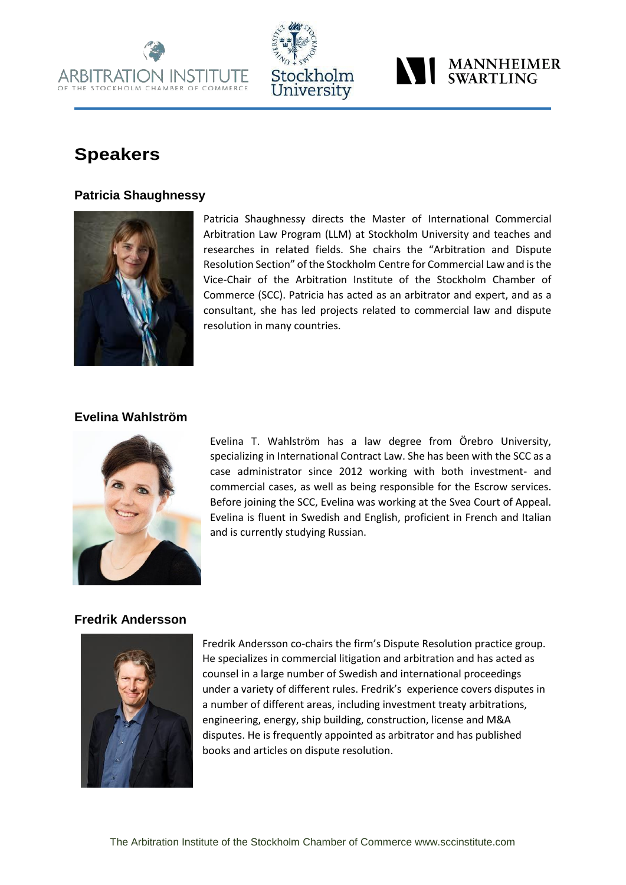# Speakers

## Patricia Shaughnessy

Patricia Shaughnessy directs the Master of International Commercial Arbitration Law Program (LLM) at Stockholm University and teaches and researches in related fields. She chairs the "Arbitration and Dispute Resolution Section" of the Stockholm Centre for Commercial Law and is the Vice-Chair of the Arbitration Institute of the Stockholm Chamber of Commerce (SCC). Patricia has acted as an arbitrator and expert, and as a consultant, she has led projects related to commercial law and dispute resolution in many countries.

## Evelina Wahlström

Evelina T. Wahlström has a law degree from Örebro University, specializing in International Contract Law. She has been with the SCC as a case administrator since 2012 working with both investment- and commercial cases, as well as being responsible for the Escrow services. Before joining the SCC, Evelina was working at the Svea Court of Appeal. Evelina is fluent in Swedish and English, proficient in French and Italian and is currently studying Russian.

## Fredrik Andersson

Fredrik Andersson co-chairs the firm's Dispute Resolution practice group. He specializes in commercial litigation and arbitration and has acted as counsel in a large number of Swedish and international proceedings under a variety of different rules. Fredrik's experience covers disputes in a number of different areas, including investment treaty arbitrations, engineering, energy, ship building, construction, license and M&A disputes. He is frequently appointed as arbitrator and has published books and articles on dispute resolution.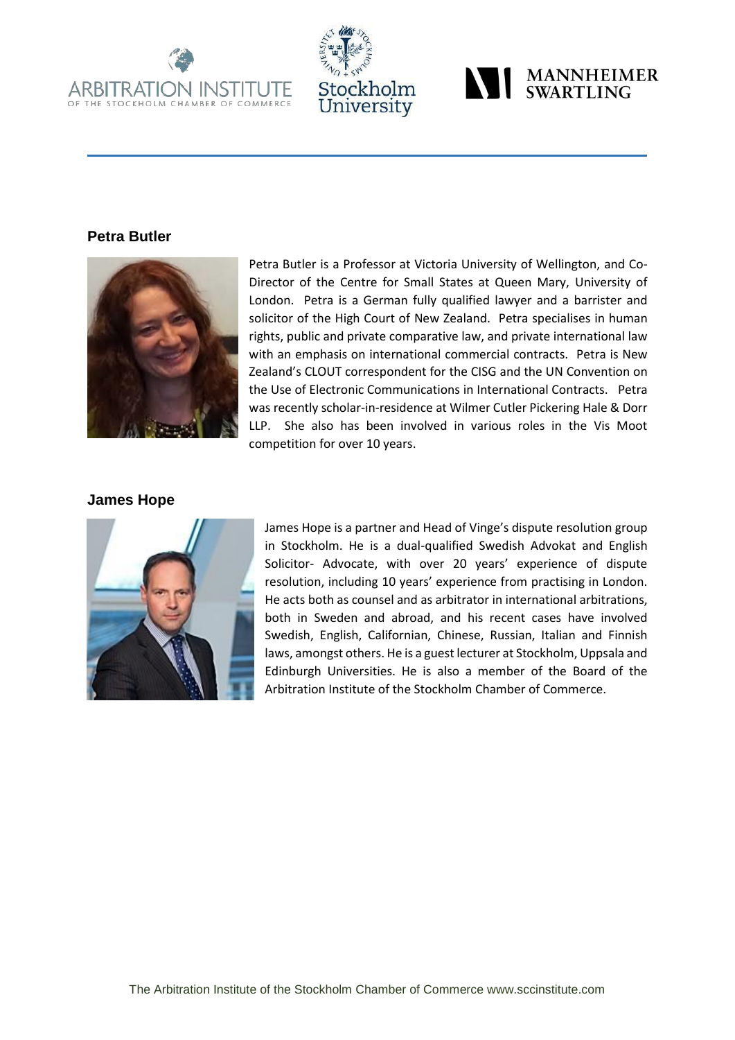## Petra Butler

Petra Butler is a Professor at Victoria University of Wellington, and Co-Director of the Centre for Small States at Queen Mary, University of London. Petra is a German fully qualified lawyer and a barrister and solicitor of the High Court of New Zealand. Petra specialises in human rights, public and private comparative law, and private international law with an emphasis on international commercial contracts. Petra is New Zealand's CLOUT correspondent for the CISG and the UN Convention on the Use of Electronic Communications in International Contracts. Petra was recently scholar-in-residence at Wilmer Cutler Pickering Hale & Dorr LLP. She also has been involved in various roles in the Vis Moot competition for over 10 years.

## James Hope

James Hope is a partner and Head of Vinge's dispute resolution group in Stockholm. He is a dual-qualified Swedish Advokat and English Solicitor- Advocate, with over 20 years' experience of dispute resolution, including 10 years' experience from practising in London. He acts both as counsel and as arbitrator in international arbitrations, both in Sweden and abroad, and his recent cases have involved Swedish, English, Californian, Chinese, Russian, Italian and Finnish laws, amongst others. He is a guest lecturer at Stockholm, Uppsala and Edinburgh Universities. He is also a member of the Board of the Arbitration Institute of the Stockholm Chamber of Commerce.